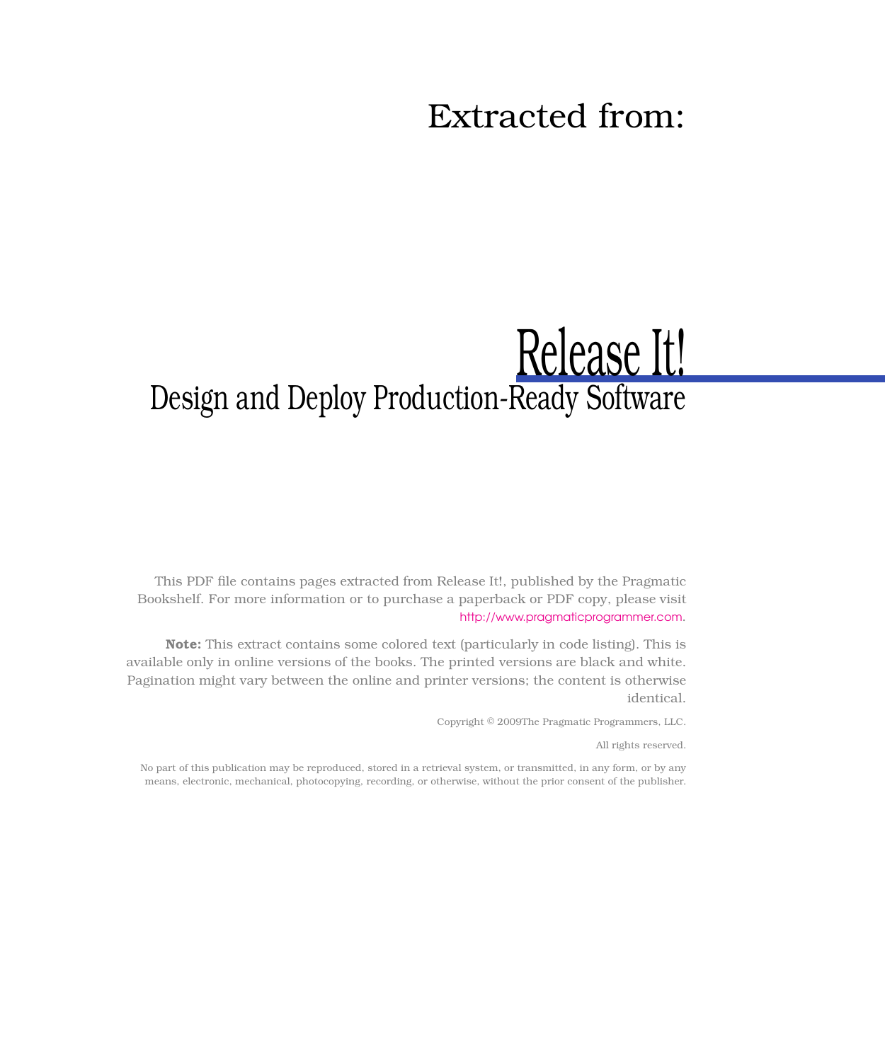Extracted from:

# Release It!

## Design and Deploy Production-Ready Software

This PDF file contains pages extracted from Release It!, published by the Pragmatic Bookshelf. For more information or to purchase a paperback or PDF copy, please visit http://www.pragmaticprogrammer.com.

**Note:** This extract contains some colored text (particularly in code listing). This is available only in online versions of the books. The printed versions are black and white. Pagination might vary between the online and printer versions; the content is otherwise identical.

Copyright © 2009The Pragmatic Programmers, LLC.

All rights reserved.

No part of this publication may be reproduced, stored in a retrieval system, or transmitted, in any form, or by any means, electronic, mechanical, photocopying, recording, or otherwise, without the prior consent of the publisher.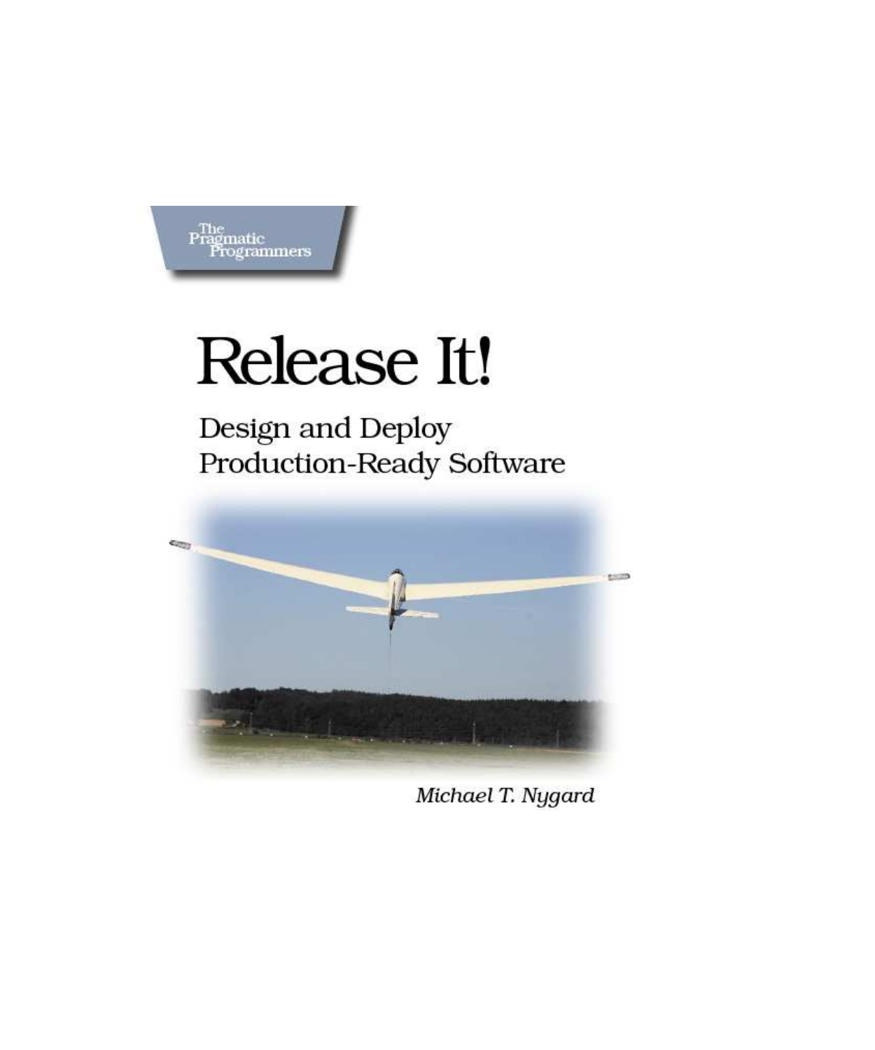The Pragmatic Programmers

# Release It!

## Design and Deploy Production-Ready Software

*Michael T. Nygard*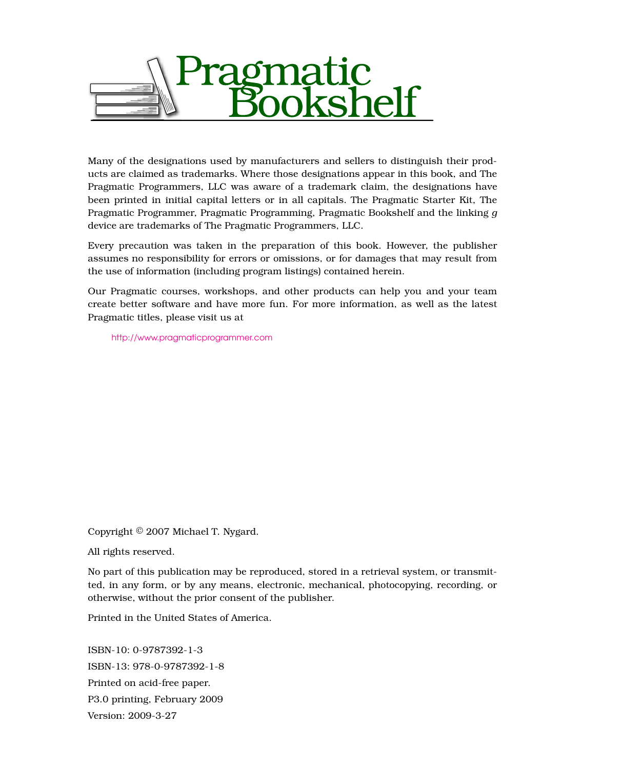Pragmatic Bookshelf

Many of the designations used by manufacturers and sellers to distinguish their products are claimed as trademarks. Where those designations appear in this book, and The Pragmatic Programmers, LLC was aware of a trademark claim, the designations have been printed in initial capital letters or in all capitals. The Pragmatic Starter Kit, The Pragmatic Programmer, Pragmatic Programming, Pragmatic Bookshelf and the linking *g* device are trademarks of The Pragmatic Programmers, LLC.

Every precaution was taken in the preparation of this book. However, the publisher assumes no responsibility for errors or omissions, or for damages that may result from the use of information (including program listings) contained herein.

Our Pragmatic courses, workshops, and other products can help you and your team create better software and have more fun. For more information, as well as the latest Pragmatic titles, please visit us at

http://www.pragmaticprogrammer.com

Copyright © 2007 Michael T. Nygard.

All rights reserved.

No part of this publication may be reproduced, stored in a retrieval system, or transmitted, in any form, or by any means, electronic, mechanical, photocopying, recording, or otherwise, without the prior consent of the publisher.

Printed in the United States of America.

ISBN-10: 0-9787392-1-3

ISBN-13: 978-0-9787392-1-8

Printed on acid-free paper.

P3.0 printing, February 2009

Version: 2009-3-27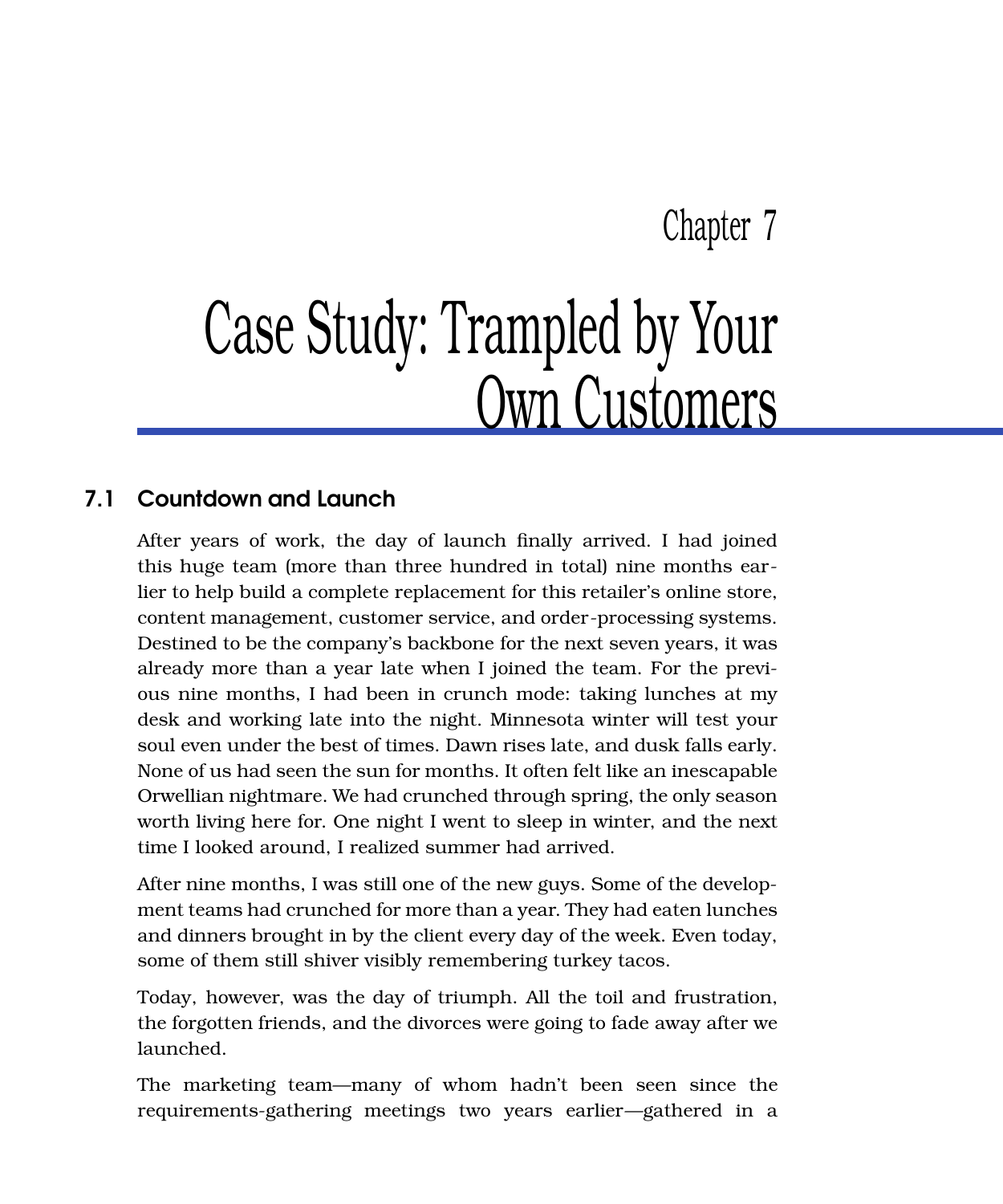# Chapter 7

# Case Study: Trampled by Your Own Customers

## 7.1 Countdown and Launch

After years of work, the day of launch finally arrived. I had joined this huge team (more than three hundred in total) nine months earlier to help build a complete replacement for this retailer's online store, content management, customer service, and order-processing systems. Destined to be the company's backbone for the next seven years, it was already more than a year late when I joined the team. For the previous nine months, I had been in crunch mode: taking lunches at my desk and working late into the night. Minnesota winter will test your soul even under the best of times. Dawn rises late, and dusk falls early. None of us had seen the sun for months. It often felt like an inescapable Orwellian nightmare. We had crunched through spring, the only season worth living here for. One night I went to sleep in winter, and the next time I looked around, I realized summer had arrived.

After nine months, I was still one of the new guys. Some of the development teams had crunched for more than a year. They had eaten lunches and dinners brought in by the client every day of the week. Even today, some of them still shiver visibly remembering turkey tacos.

Today, however, was the day of triumph. All the toil and frustration, the forgotten friends, and the divorces were going to fade away after we launched.

The marketing team—many of whom hadn't been seen since the requirements-gathering meetings two years earlier—gathered in a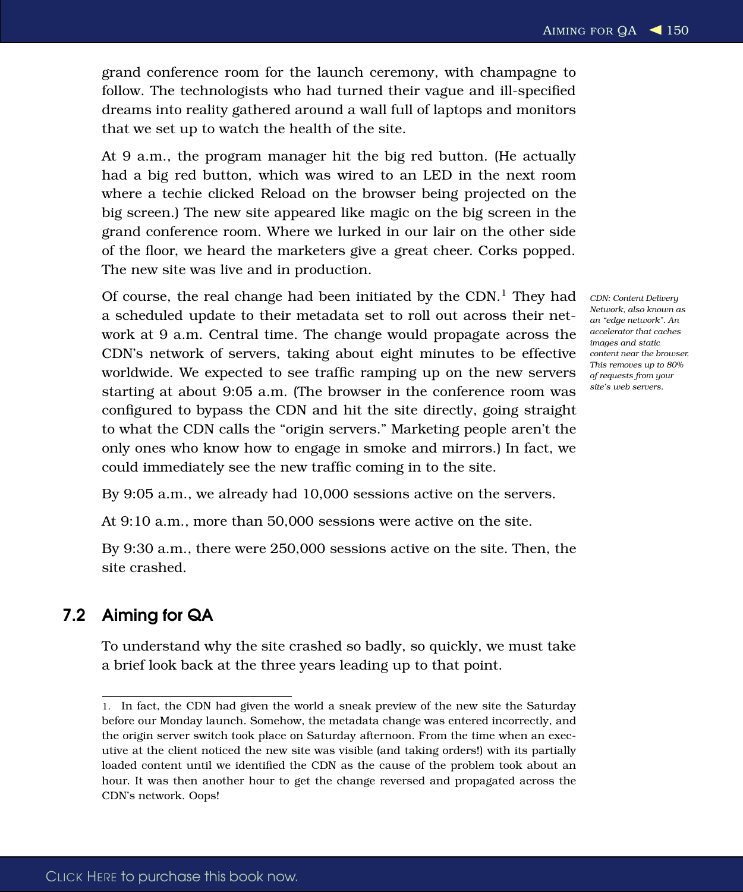grand conference room for the launch ceremony, with champagne to follow. The technologists who had turned their vague and ill-specified dreams into reality gathered around a wall full of laptops and monitors that we set up to watch the health of the site.

At 9 a.m., the program manager hit the big red button. (He actually had a big red button, which was wired to an LED in the next room where a techie clicked Reload on the browser being projected on the big screen.) The new site appeared like magic on the big screen in the grand conference room. Where we lurked in our lair on the other side of the floor, we heard the marketers give a great cheer. Corks popped. The new site was live and in production.

Of course, the real change had been initiated by the CDN.[1] They had a scheduled update to their metadata set to roll out across their network at 9 a.m. Central time. The change would propagate across the CDN's network of servers, taking about eight minutes to be effective worldwide. We expected to see traffic ramping up on the new servers starting at about 9:05 a.m. (The browser in the conference room was configured to bypass the CDN and hit the site directly, going straight to what the CDN calls the "origin servers." Marketing people aren't the only ones who know how to engage in smoke and mirrors.) In fact, we could immediately see the new traffic coming in to the site.

*CDN: Content Delivery Network, also known as an "edge network". An accelerator that caches images and static content near the browser. This removes up to 80% of requests from your site's web servers.*

By 9:05 a.m., we already had 10,000 sessions active on the servers.

At 9:10 a.m., more than 50,000 sessions were active on the site.

By 9:30 a.m., there were 250,000 sessions active on the site. Then, the site crashed.

## 7.2 Aiming for QA

To understand why the site crashed so badly, so quickly, we must take a brief look back at the three years leading up to that point.

---

1. In fact, the CDN had given the world a sneak preview of the new site the Saturday before our Monday launch. Somehow, the metadata change was entered incorrectly, and the origin server switch took place on Saturday afternoon. From the time when an executive at the client noticed the new site was visible (and taking orders!) with its partially loaded content until we identified the CDN as the cause of the problem took about an hour. It was then another hour to get the change reversed and propagated across the CDN's network. Oops!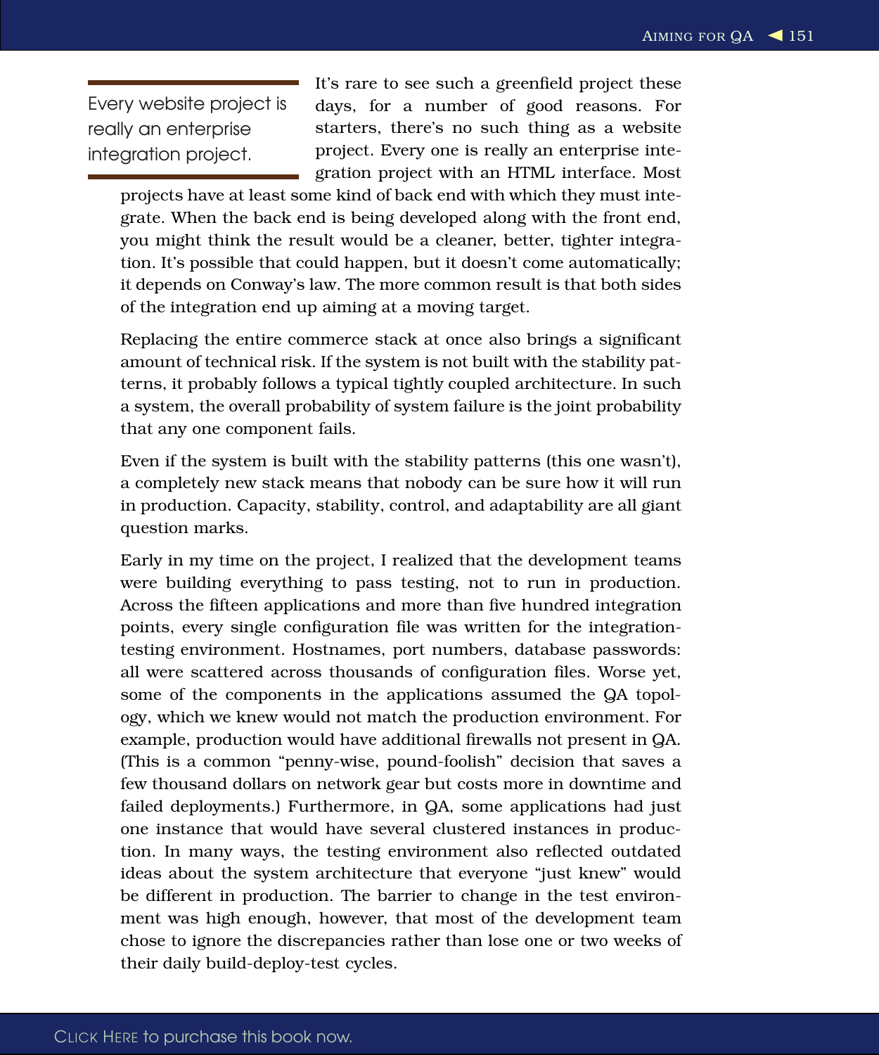> Every website project is really an enterprise integration project.

It's rare to see such a greenfield project these days, for a number of good reasons. For starters, there's no such thing as a website project. Every one is really an enterprise integration project with an HTML interface. Most projects have at least some kind of back end with which they must integrate. When the back end is being developed along with the front end, you might think the result would be a cleaner, better, tighter integration. It's possible that could happen, but it doesn't come automatically; it depends on Conway's law. The more common result is that both sides of the integration end up aiming at a moving target.

Replacing the entire commerce stack at once also brings a significant amount of technical risk. If the system is not built with the stability patterns, it probably follows a typical tightly coupled architecture. In such a system, the overall probability of system failure is the joint probability that any one component fails.

Even if the system is built with the stability patterns (this one wasn't), a completely new stack means that nobody can be sure how it will run in production. Capacity, stability, control, and adaptability are all giant question marks.

Early in my time on the project, I realized that the development teams were building everything to pass testing, not to run in production. Across the fifteen applications and more than five hundred integration points, every single configuration file was written for the integration-testing environment. Hostnames, port numbers, database passwords: all were scattered across thousands of configuration files. Worse yet, some of the components in the applications assumed the QA topology, which we knew would not match the production environment. For example, production would have additional firewalls not present in QA. (This is a common "penny-wise, pound-foolish" decision that saves a few thousand dollars on network gear but costs more in downtime and failed deployments.) Furthermore, in QA, some applications had just one instance that would have several clustered instances in production. In many ways, the testing environment also reflected outdated ideas about the system architecture that everyone "just knew" would be different in production. The barrier to change in the test environment was high enough, however, that most of the development team chose to ignore the discrepancies rather than lose one or two weeks of their daily build-deploy-test cycles.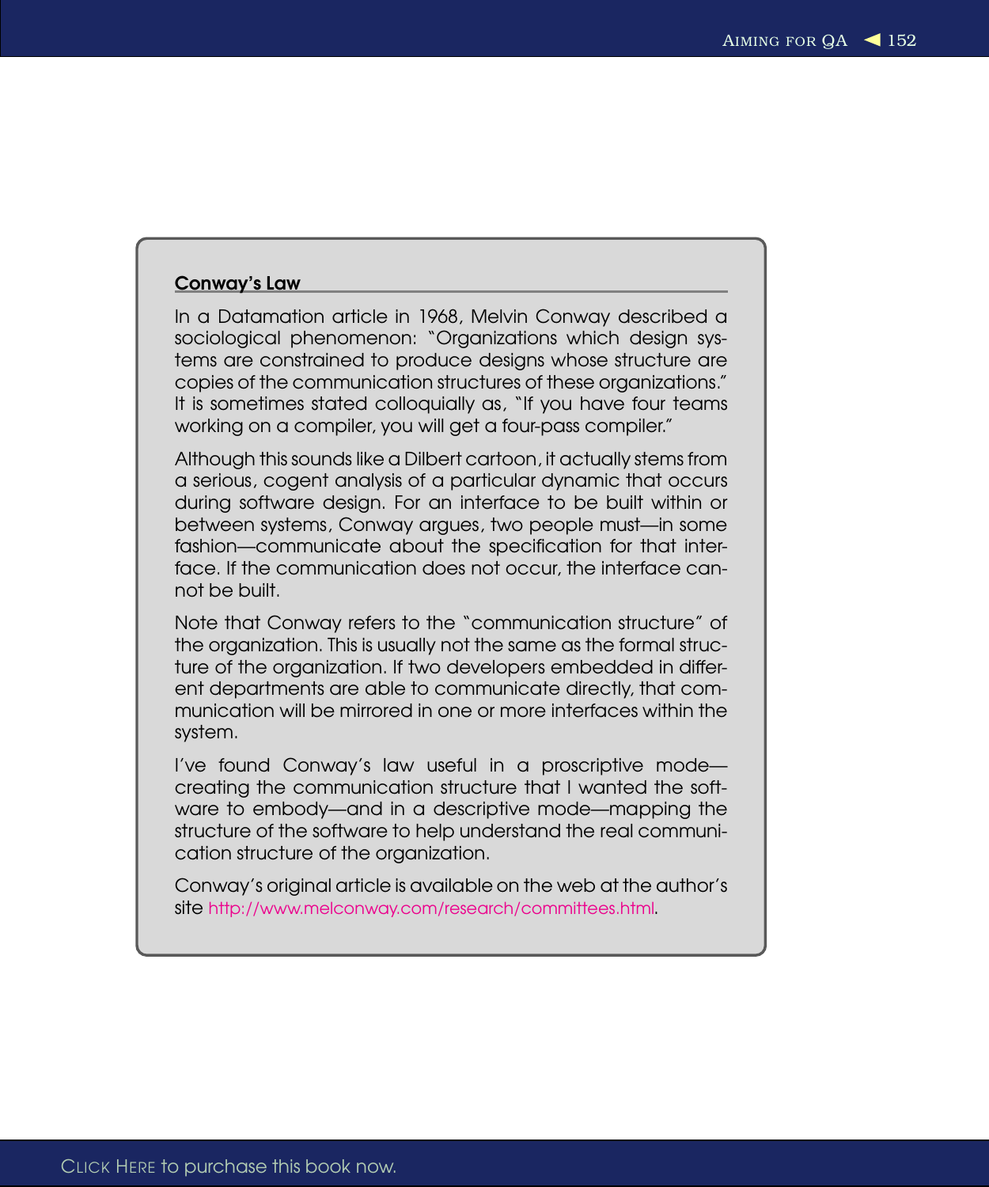### Conway's Law

In a Datamation article in 1968, Melvin Conway described a sociological phenomenon: "Organizations which design systems are constrained to produce designs whose structure are copies of the communication structures of these organizations." It is sometimes stated colloquially as, "If you have four teams working on a compiler, you will get a four-pass compiler."

Although this sounds like a Dilbert cartoon, it actually stems from a serious, cogent analysis of a particular dynamic that occurs during software design. For an interface to be built within or between systems, Conway argues, two people must—in some fashion—communicate about the specification for that interface. If the communication does not occur, the interface cannot be built.

Note that Conway refers to the "communication structure" of the organization. This is usually not the same as the formal structure of the organization. If two developers embedded in different departments are able to communicate directly, that communication will be mirrored in one or more interfaces within the system.

I've found Conway's law useful in a proscriptive mode—creating the communication structure that I wanted the software to embody—and in a descriptive mode—mapping the structure of the software to help understand the real communication structure of the organization.

Conway's original article is available on the web at the author's site http://www.melconway.com/research/committees.html.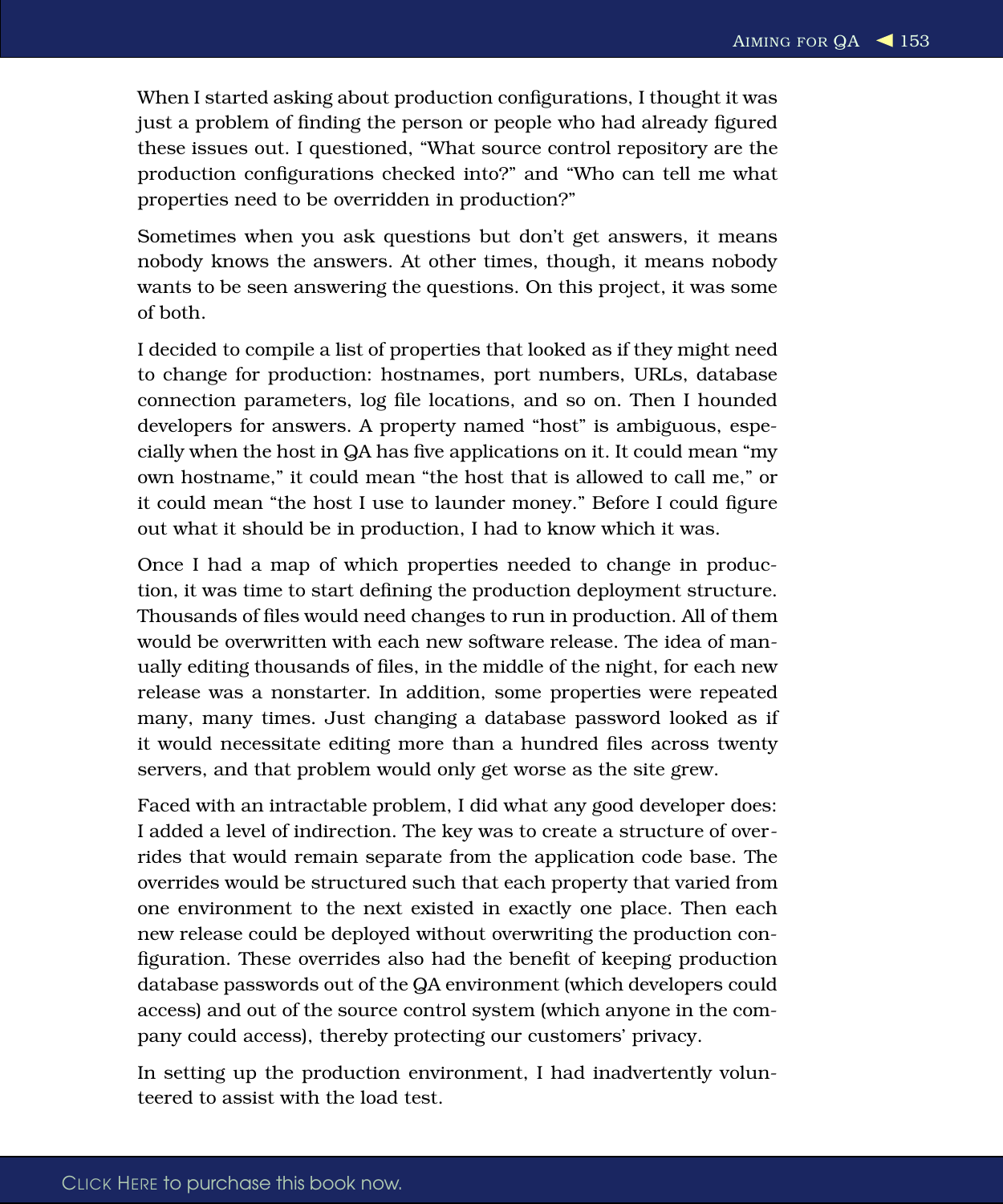When I started asking about production configurations, I thought it was just a problem of finding the person or people who had already figured these issues out. I questioned, "What source control repository are the production configurations checked into?" and "Who can tell me what properties need to be overridden in production?"

Sometimes when you ask questions but don't get answers, it means nobody knows the answers. At other times, though, it means nobody wants to be seen answering the questions. On this project, it was some of both.

I decided to compile a list of properties that looked as if they might need to change for production: hostnames, port numbers, URLs, database connection parameters, log file locations, and so on. Then I hounded developers for answers. A property named "host" is ambiguous, especially when the host in QA has five applications on it. It could mean "my own hostname," it could mean "the host that is allowed to call me," or it could mean "the host I use to launder money." Before I could figure out what it should be in production, I had to know which it was.

Once I had a map of which properties needed to change in production, it was time to start defining the production deployment structure. Thousands of files would need changes to run in production. All of them would be overwritten with each new software release. The idea of manually editing thousands of files, in the middle of the night, for each new release was a nonstarter. In addition, some properties were repeated many, many times. Just changing a database password looked as if it would necessitate editing more than a hundred files across twenty servers, and that problem would only get worse as the site grew.

Faced with an intractable problem, I did what any good developer does: I added a level of indirection. The key was to create a structure of overrides that would remain separate from the application code base. The overrides would be structured such that each property that varied from one environment to the next existed in exactly one place. Then each new release could be deployed without overwriting the production configuration. These overrides also had the benefit of keeping production database passwords out of the QA environment (which developers could access) and out of the source control system (which anyone in the company could access), thereby protecting our customers' privacy.

In setting up the production environment, I had inadvertently volunteered to assist with the load test.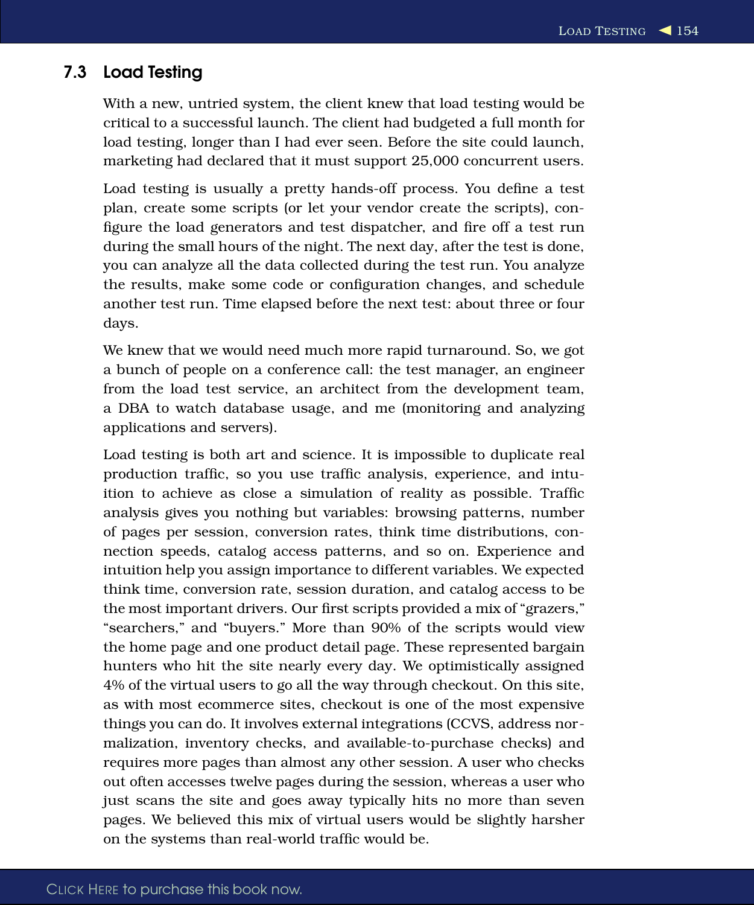## 7.3 Load Testing

With a new, untried system, the client knew that load testing would be critical to a successful launch. The client had budgeted a full month for load testing, longer than I had ever seen. Before the site could launch, marketing had declared that it must support 25,000 concurrent users.

Load testing is usually a pretty hands-off process. You define a test plan, create some scripts (or let your vendor create the scripts), configure the load generators and test dispatcher, and fire off a test run during the small hours of the night. The next day, after the test is done, you can analyze all the data collected during the test run. You analyze the results, make some code or configuration changes, and schedule another test run. Time elapsed before the next test: about three or four days.

We knew that we would need much more rapid turnaround. So, we got a bunch of people on a conference call: the test manager, an engineer from the load test service, an architect from the development team, a DBA to watch database usage, and me (monitoring and analyzing applications and servers).

Load testing is both art and science. It is impossible to duplicate real production traffic, so you use traffic analysis, experience, and intuition to achieve as close a simulation of reality as possible. Traffic analysis gives you nothing but variables: browsing patterns, number of pages per session, conversion rates, think time distributions, connection speeds, catalog access patterns, and so on. Experience and intuition help you assign importance to different variables. We expected think time, conversion rate, session duration, and catalog access to be the most important drivers. Our first scripts provided a mix of "grazers," "searchers," and "buyers." More than 90% of the scripts would view the home page and one product detail page. These represented bargain hunters who hit the site nearly every day. We optimistically assigned 4% of the virtual users to go all the way through checkout. On this site, as with most ecommerce sites, checkout is one of the most expensive things you can do. It involves external integrations (CCVS, address normalization, inventory checks, and available-to-purchase checks) and requires more pages than almost any other session. A user who checks out often accesses twelve pages during the session, whereas a user who just scans the site and goes away typically hits no more than seven pages. We believed this mix of virtual users would be slightly harsher on the systems than real-world traffic would be.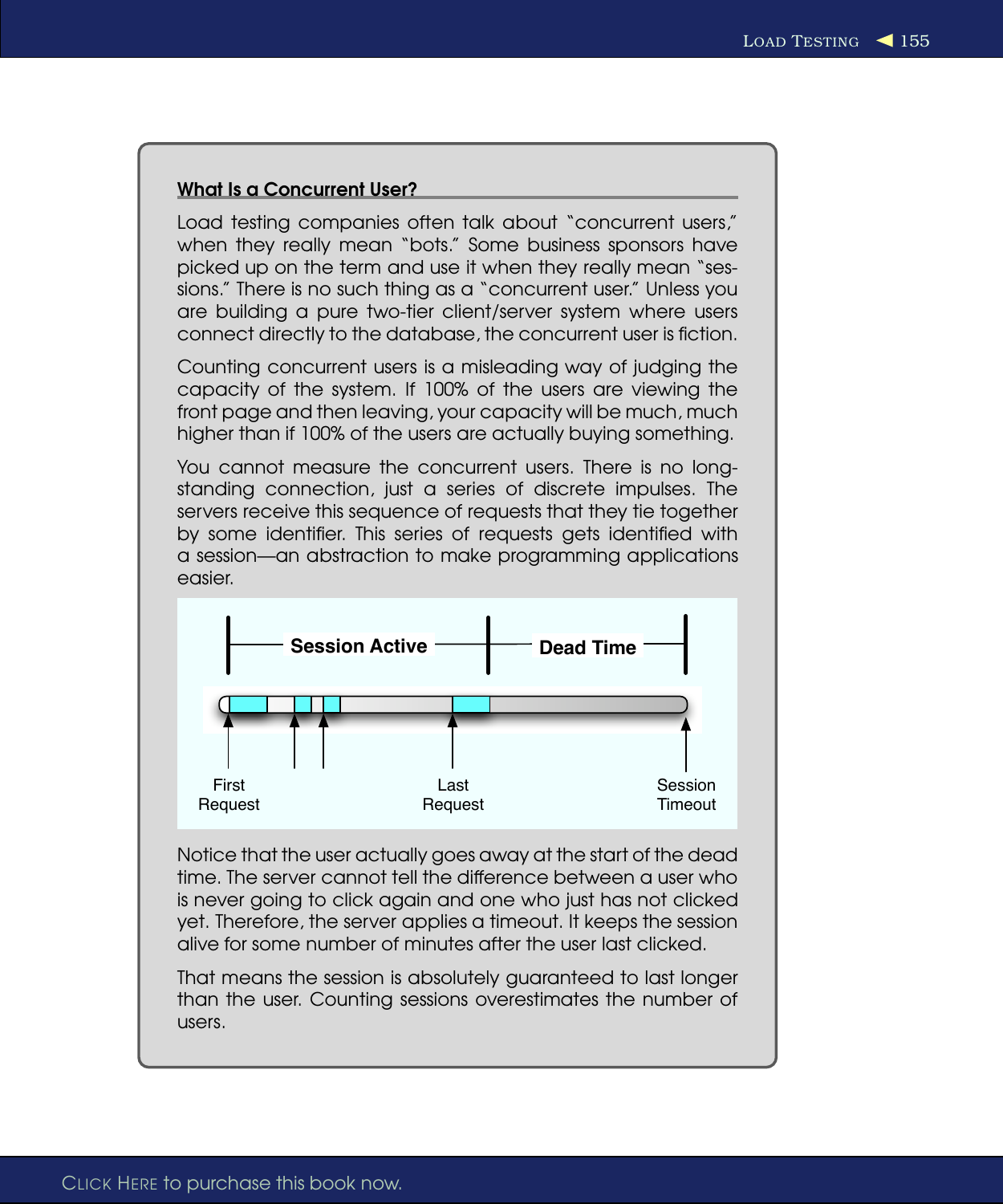## What Is a Concurrent User?

Load testing companies often talk about "concurrent users," when they really mean "bots." Some business sponsors have picked up on the term and use it when they really mean "sessions." There is no such thing as a "concurrent user." Unless you are building a pure two-tier client/server system where users connect directly to the database, the concurrent user is fiction.

Counting concurrent users is a misleading way of judging the capacity of the system. If 100% of the users are viewing the front page and then leaving, your capacity will be much, much higher than if 100% of the users are actually buying something.

You cannot measure the concurrent users. There is no long-standing connection, just a series of discrete impulses. The servers receive this sequence of requests that they tie together by some identifier. This series of requests gets identified with a session—an abstraction to make programming applications easier.

Session Active

Dead Time

First Request

Last Request

Session Timeout

Notice that the user actually goes away at the start of the dead time. The server cannot tell the difference between a user who is never going to click again and one who just has not clicked yet. Therefore, the server applies a timeout. It keeps the session alive for some number of minutes after the user last clicked.

That means the session is absolutely guaranteed to last longer than the user. Counting sessions overestimates the number of users.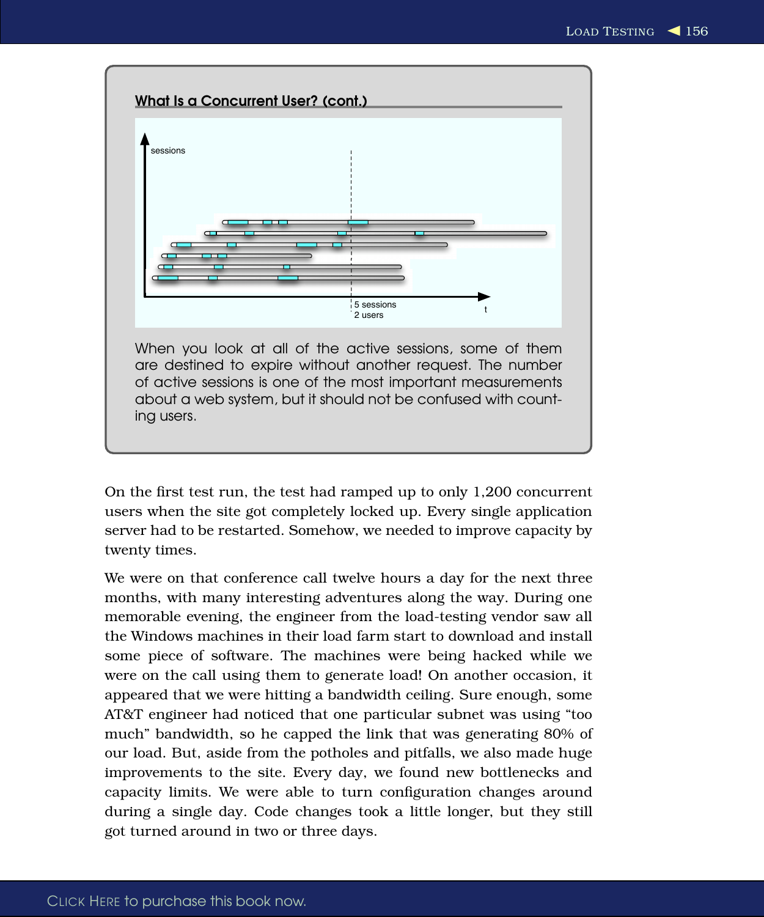### What Is a Concurrent User? (cont.)

sessions

5 sessions
2 users

t

When you look at all of the active sessions, some of them are destined to expire without another request. The number of active sessions is one of the most important measurements about a web system, but it should not be confused with counting users.

On the first test run, the test had ramped up to only 1,200 concurrent users when the site got completely locked up. Every single application server had to be restarted. Somehow, we needed to improve capacity by twenty times.

We were on that conference call twelve hours a day for the next three months, with many interesting adventures along the way. During one memorable evening, the engineer from the load-testing vendor saw all the Windows machines in their load farm start to download and install some piece of software. The machines were being hacked while we were on the call using them to generate load! On another occasion, it appeared that we were hitting a bandwidth ceiling. Sure enough, some AT&T engineer had noticed that one particular subnet was using "too much" bandwidth, so he capped the link that was generating 80% of our load. But, aside from the potholes and pitfalls, we also made huge improvements to the site. Every day, we found new bottlenecks and capacity limits. We were able to turn configuration changes around during a single day. Code changes took a little longer, but they still got turned around in two or three days.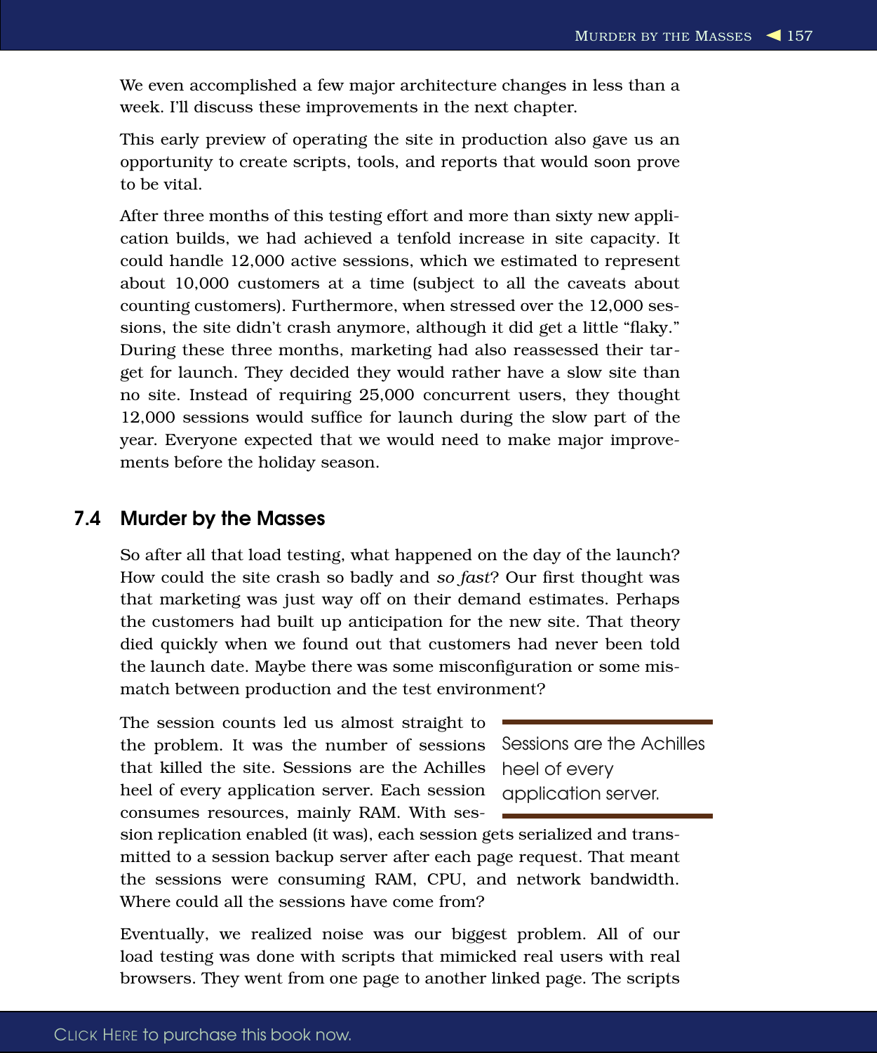We even accomplished a few major architecture changes in less than a week. I'll discuss these improvements in the next chapter.

This early preview of operating the site in production also gave us an opportunity to create scripts, tools, and reports that would soon prove to be vital.

After three months of this testing effort and more than sixty new application builds, we had achieved a tenfold increase in site capacity. It could handle 12,000 active sessions, which we estimated to represent about 10,000 customers at a time (subject to all the caveats about counting customers). Furthermore, when stressed over the 12,000 sessions, the site didn't crash anymore, although it did get a little "flaky." During these three months, marketing had also reassessed their target for launch. They decided they would rather have a slow site than no site. Instead of requiring 25,000 concurrent users, they thought 12,000 sessions would suffice for launch during the slow part of the year. Everyone expected that we would need to make major improvements before the holiday season.

## 7.4 Murder by the Masses

So after all that load testing, what happened on the day of the launch? How could the site crash so badly and *so fast*? Our first thought was that marketing was just way off on their demand estimates. Perhaps the customers had built up anticipation for the new site. That theory died quickly when we found out that customers had never been told the launch date. Maybe there was some misconfiguration or some mismatch between production and the test environment?

> Sessions are the Achilles heel of every application server.

The session counts led us almost straight to the problem. It was the number of sessions that killed the site. Sessions are the Achilles heel of every application server. Each session consumes resources, mainly RAM. With session replication enabled (it was), each session gets serialized and transmitted to a session backup server after each page request. That meant the sessions were consuming RAM, CPU, and network bandwidth. Where could all the sessions have come from?

Eventually, we realized noise was our biggest problem. All of our load testing was done with scripts that mimicked real users with real browsers. They went from one page to another linked page. The scripts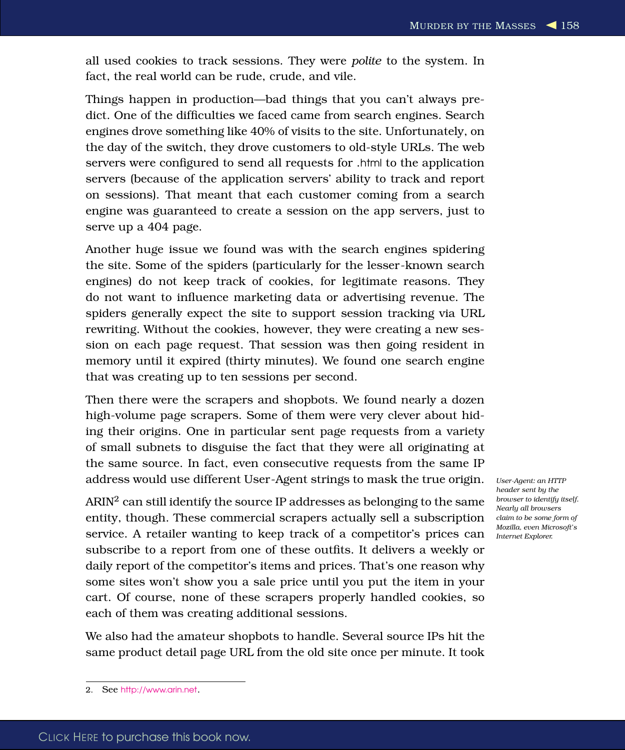all used cookies to track sessions. They were *polite* to the system. In fact, the real world can be rude, crude, and vile.

Things happen in production—bad things that you can't always predict. One of the difficulties we faced came from search engines. Search engines drove something like 40% of visits to the site. Unfortunately, on the day of the switch, they drove customers to old-style URLs. The web servers were configured to send all requests for .html to the application servers (because of the application servers' ability to track and report on sessions). That meant that each customer coming from a search engine was guaranteed to create a session on the app servers, just to serve up a 404 page.

Another huge issue we found was with the search engines spidering the site. Some of the spiders (particularly for the lesser-known search engines) do not keep track of cookies, for legitimate reasons. They do not want to influence marketing data or advertising revenue. The spiders generally expect the site to support session tracking via URL rewriting. Without the cookies, however, they were creating a new session on each page request. That session was then going resident in memory until it expired (thirty minutes). We found one search engine that was creating up to ten sessions per second.

Then there were the scrapers and shopbots. We found nearly a dozen high-volume page scrapers. Some of them were very clever about hiding their origins. One in particular sent page requests from a variety of small subnets to disguise the fact that they were all originating at the same source. In fact, even consecutive requests from the same IP address would use different User-Agent strings to mask the true origin.

*User-Agent: an HTTP header sent by the browser to identify itself. Nearly all browsers claim to be some form of Mozilla, even Microsoft's Internet Explorer.*

ARIN[2] can still identify the source IP addresses as belonging to the same entity, though. These commercial scrapers actually sell a subscription service. A retailer wanting to keep track of a competitor's prices can subscribe to a report from one of these outfits. It delivers a weekly or daily report of the competitor's items and prices. That's one reason why some sites won't show you a sale price until you put the item in your cart. Of course, none of these scrapers properly handled cookies, so each of them was creating additional sessions.

We also had the amateur shopbots to handle. Several source IPs hit the same product detail page URL from the old site once per minute. It took

2. See http://www.arin.net.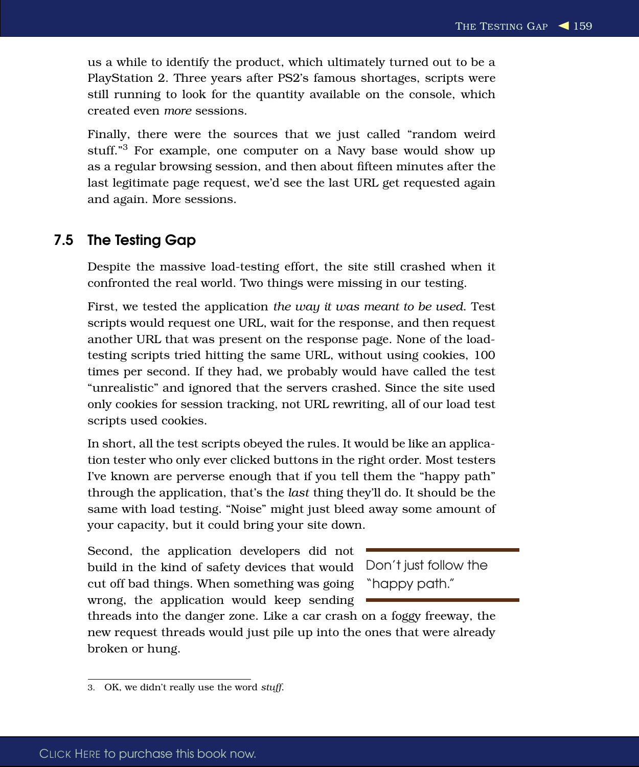us a while to identify the product, which ultimately turned out to be a PlayStation 2. Three years after PS2's famous shortages, scripts were still running to look for the quantity available on the console, which created even *more* sessions.

Finally, there were the sources that we just called "random weird stuff."[3] For example, one computer on a Navy base would show up as a regular browsing session, and then about fifteen minutes after the last legitimate page request, we'd see the last URL get requested again and again. More sessions.

## 7.5 The Testing Gap

Despite the massive load-testing effort, the site still crashed when it confronted the real world. Two things were missing in our testing.

First, we tested the application *the way it was meant to be used*. Test scripts would request one URL, wait for the response, and then request another URL that was present on the response page. None of the load-testing scripts tried hitting the same URL, without using cookies, 100 times per second. If they had, we probably would have called the test "unrealistic" and ignored that the servers crashed. Since the site used only cookies for session tracking, not URL rewriting, all of our load test scripts used cookies.

In short, all the test scripts obeyed the rules. It would be like an application tester who only ever clicked buttons in the right order. Most testers I've known are perverse enough that if you tell them the "happy path" through the application, that's the *last* thing they'll do. It should be the same with load testing. "Noise" might just bleed away some amount of your capacity, but it could bring your site down.

Don't just follow the "happy path."

Second, the application developers did not build in the kind of safety devices that would cut off bad things. When something was going wrong, the application would keep sending threads into the danger zone. Like a car crash on a foggy freeway, the new request threads would just pile up into the ones that were already broken or hung.

---

3. OK, we didn't really use the word *stuff*.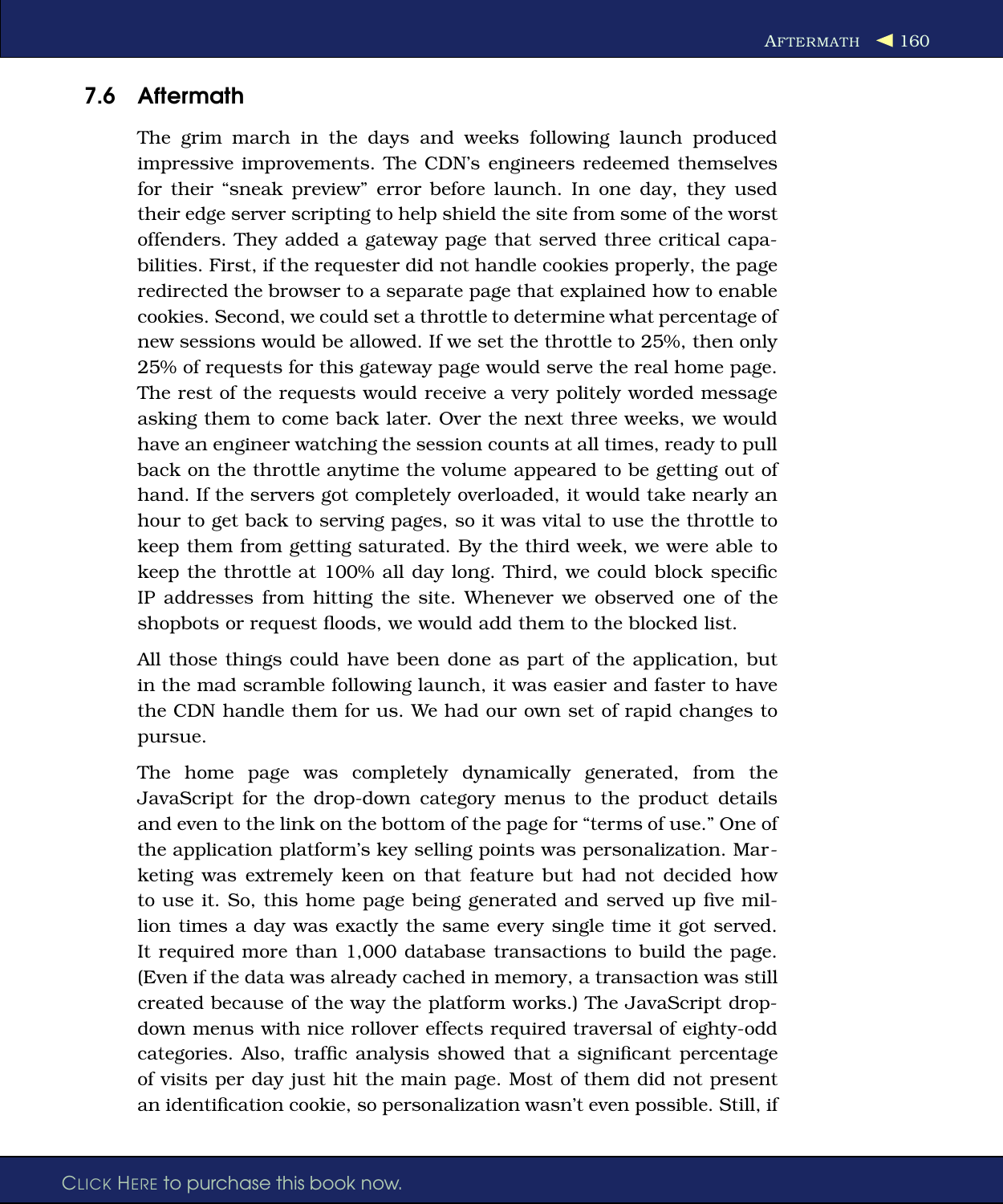## 7.6 Aftermath

The grim march in the days and weeks following launch produced impressive improvements. The CDN's engineers redeemed themselves for their "sneak preview" error before launch. In one day, they used their edge server scripting to help shield the site from some of the worst offenders. They added a gateway page that served three critical capabilities. First, if the requester did not handle cookies properly, the page redirected the browser to a separate page that explained how to enable cookies. Second, we could set a throttle to determine what percentage of new sessions would be allowed. If we set the throttle to 25%, then only 25% of requests for this gateway page would serve the real home page. The rest of the requests would receive a very politely worded message asking them to come back later. Over the next three weeks, we would have an engineer watching the session counts at all times, ready to pull back on the throttle anytime the volume appeared to be getting out of hand. If the servers got completely overloaded, it would take nearly an hour to get back to serving pages, so it was vital to use the throttle to keep them from getting saturated. By the third week, we were able to keep the throttle at 100% all day long. Third, we could block specific IP addresses from hitting the site. Whenever we observed one of the shopbots or request floods, we would add them to the blocked list.

All those things could have been done as part of the application, but in the mad scramble following launch, it was easier and faster to have the CDN handle them for us. We had our own set of rapid changes to pursue.

The home page was completely dynamically generated, from the JavaScript for the drop-down category menus to the product details and even to the link on the bottom of the page for "terms of use." One of the application platform's key selling points was personalization. Marketing was extremely keen on that feature but had not decided how to use it. So, this home page being generated and served up five million times a day was exactly the same every single time it got served. It required more than 1,000 database transactions to build the page. (Even if the data was already cached in memory, a transaction was still created because of the way the platform works.) The JavaScript drop-down menus with nice rollover effects required traversal of eighty-odd categories. Also, traffic analysis showed that a significant percentage of visits per day just hit the main page. Most of them did not present an identification cookie, so personalization wasn't even possible. Still, if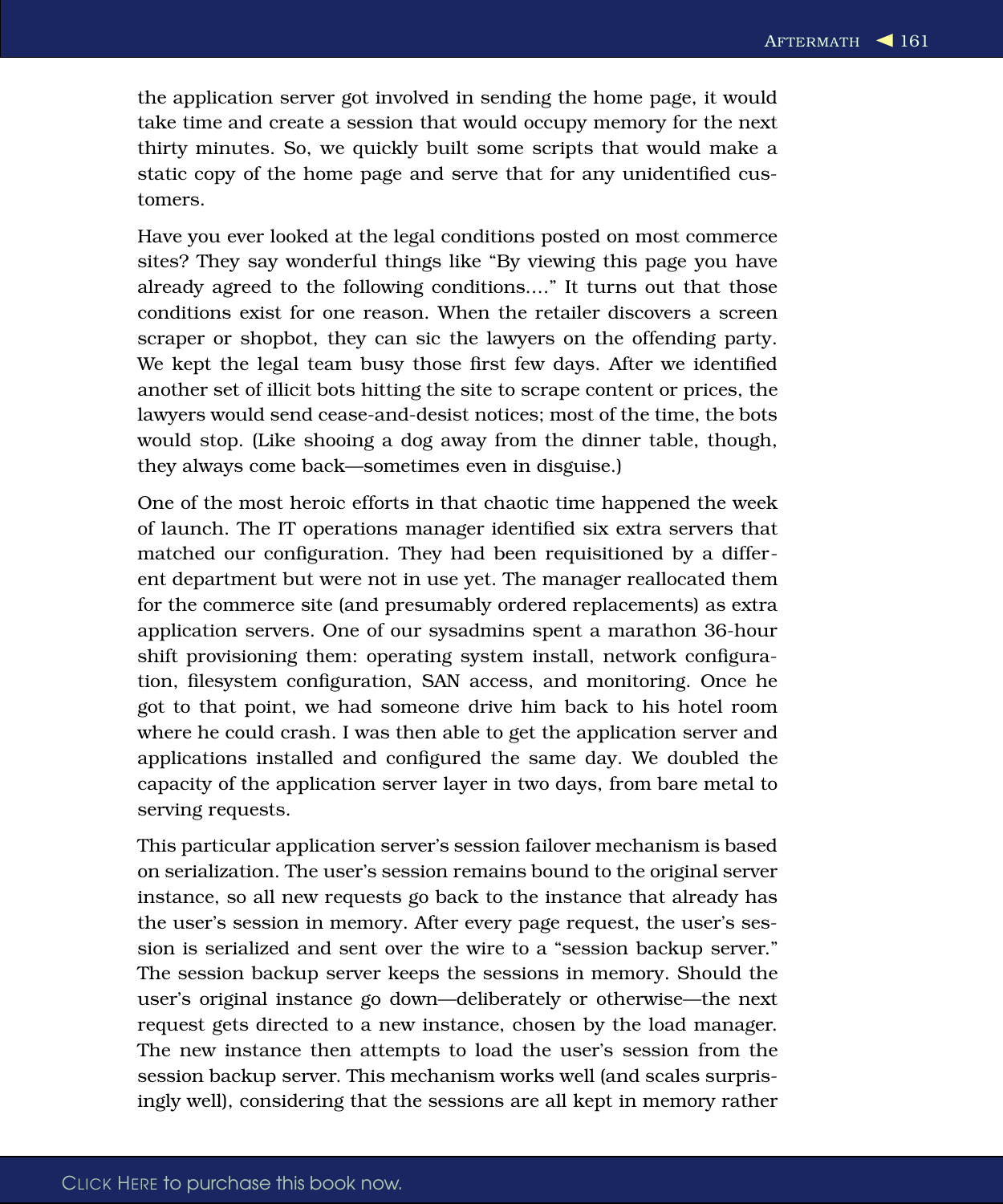the application server got involved in sending the home page, it would take time and create a session that would occupy memory for the next thirty minutes. So, we quickly built some scripts that would make a static copy of the home page and serve that for any unidentified customers.

Have you ever looked at the legal conditions posted on most commerce sites? They say wonderful things like "By viewing this page you have already agreed to the following conditions...." It turns out that those conditions exist for one reason. When the retailer discovers a screen scraper or shopbot, they can sic the lawyers on the offending party. We kept the legal team busy those first few days. After we identified another set of illicit bots hitting the site to scrape content or prices, the lawyers would send cease-and-desist notices; most of the time, the bots would stop. (Like shooing a dog away from the dinner table, though, they always come back—sometimes even in disguise.)

One of the most heroic efforts in that chaotic time happened the week of launch. The IT operations manager identified six extra servers that matched our configuration. They had been requisitioned by a different department but were not in use yet. The manager reallocated them for the commerce site (and presumably ordered replacements) as extra application servers. One of our sysadmins spent a marathon 36-hour shift provisioning them: operating system install, network configuration, filesystem configuration, SAN access, and monitoring. Once he got to that point, we had someone drive him back to his hotel room where he could crash. I was then able to get the application server and applications installed and configured the same day. We doubled the capacity of the application server layer in two days, from bare metal to serving requests.

This particular application server's session failover mechanism is based on serialization. The user's session remains bound to the original server instance, so all new requests go back to the instance that already has the user's session in memory. After every page request, the user's session is serialized and sent over the wire to a "session backup server." The session backup server keeps the sessions in memory. Should the user's original instance go down—deliberately or otherwise—the next request gets directed to a new instance, chosen by the load manager. The new instance then attempts to load the user's session from the session backup server. This mechanism works well (and scales surprisingly well), considering that the sessions are all kept in memory rather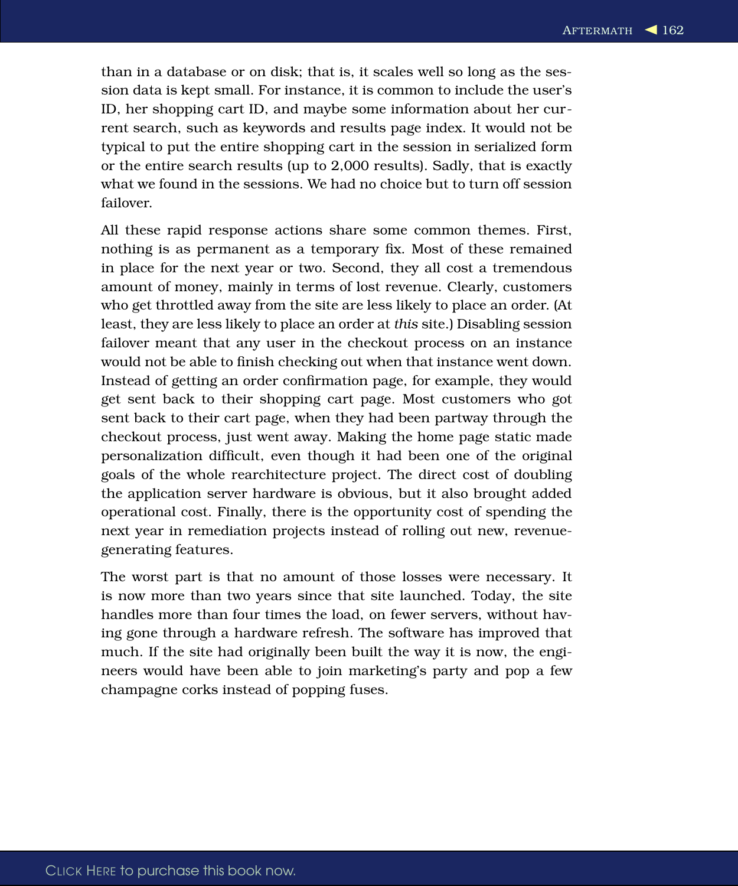than in a database or on disk; that is, it scales well so long as the session data is kept small. For instance, it is common to include the user's ID, her shopping cart ID, and maybe some information about her current search, such as keywords and results page index. It would not be typical to put the entire shopping cart in the session in serialized form or the entire search results (up to 2,000 results). Sadly, that is exactly what we found in the sessions. We had no choice but to turn off session failover.

All these rapid response actions share some common themes. First, nothing is as permanent as a temporary fix. Most of these remained in place for the next year or two. Second, they all cost a tremendous amount of money, mainly in terms of lost revenue. Clearly, customers who get throttled away from the site are less likely to place an order. (At least, they are less likely to place an order at *this* site.) Disabling session failover meant that any user in the checkout process on an instance would not be able to finish checking out when that instance went down. Instead of getting an order confirmation page, for example, they would get sent back to their shopping cart page. Most customers who got sent back to their cart page, when they had been partway through the checkout process, just went away. Making the home page static made personalization difficult, even though it had been one of the original goals of the whole rearchitecture project. The direct cost of doubling the application server hardware is obvious, but it also brought added operational cost. Finally, there is the opportunity cost of spending the next year in remediation projects instead of rolling out new, revenue-generating features.

The worst part is that no amount of those losses were necessary. It is now more than two years since that site launched. Today, the site handles more than four times the load, on fewer servers, without having gone through a hardware refresh. The software has improved that much. If the site had originally been built the way it is now, the engineers would have been able to join marketing's party and pop a few champagne corks instead of popping fuses.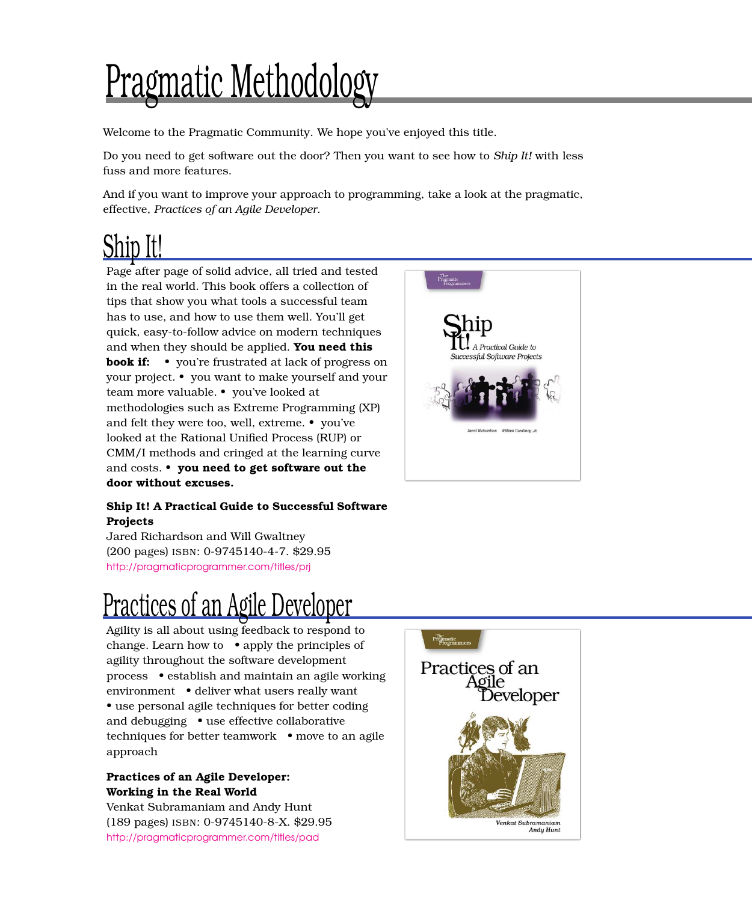# Pragmatic Methodology

Welcome to the Pragmatic Community. We hope you've enjoyed this title.

Do you need to get software out the door? Then you want to see how to *Ship It!* with less fuss and more features.

And if you want to improve your approach to programming, take a look at the pragmatic, effective, *Practices of an Agile Developer*.

## Ship It!

Page after page of solid advice, all tried and tested in the real world. This book offers a collection of tips that show you what tools a successful team has to use, and how to use them well. You'll get quick, easy-to-follow advice on modern techniques and when they should be applied. **You need this book if:** • you're frustrated at lack of progress on your project. • you want to make yourself and your team more valuable. • you've looked at methodologies such as Extreme Programming (XP) and felt they were too, well, extreme. • you've looked at the Rational Unified Process (RUP) or CMM/I methods and cringed at the learning curve and costs. • **you need to get software out the door without excuses.**

**Ship It! A Practical Guide to Successful Software Projects**
Jared Richardson and Will Gwaltney
(200 pages) ISBN: 0-9745140-4-7. $29.95
http://pragmaticprogrammer.com/titles/prj

## Practices of an Agile Developer

Agility is all about using feedback to respond to change. Learn how to • apply the principles of agility throughout the software development process • establish and maintain an agile working environment • deliver what users really want • use personal agile techniques for better coding and debugging • use effective collaborative techniques for better teamwork • move to an agile approach

**Practices of an Agile Developer: Working in the Real World**
Venkat Subramaniam and Andy Hunt
(189 pages) ISBN: 0-9745140-8-X. $29.95
http://pragmaticprogrammer.com/titles/pad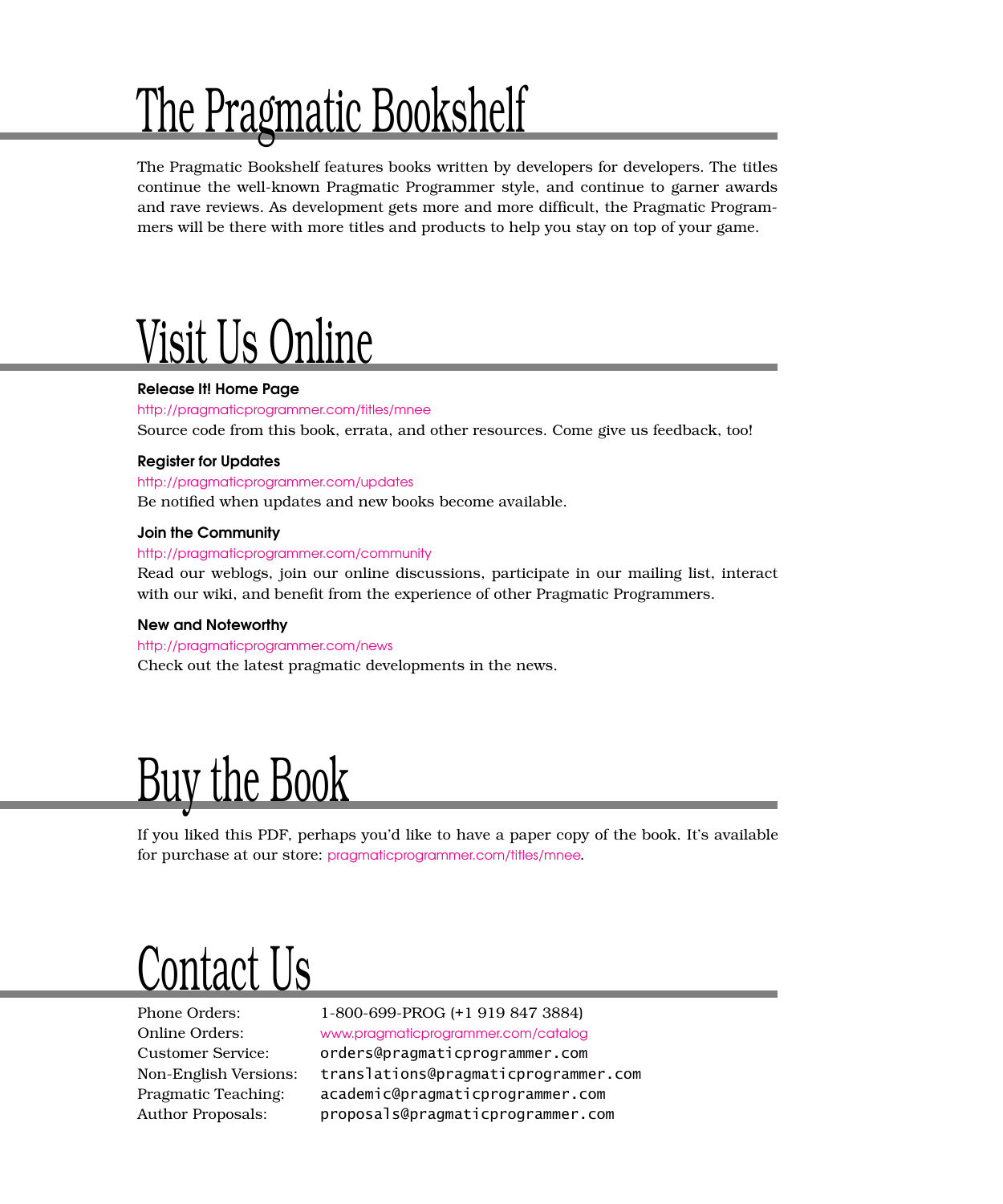# The Pragmatic Bookshelf

The Pragmatic Bookshelf features books written by developers for developers. The titles continue the well-known Pragmatic Programmer style, and continue to garner awards and rave reviews. As development gets more and more difficult, the Pragmatic Programmers will be there with more titles and products to help you stay on top of your game.

# Visit Us Online

**Release It! Home Page**
http://pragmaticprogrammer.com/titles/mnee
Source code from this book, errata, and other resources. Come give us feedback, too!

**Register for Updates**
http://pragmaticprogrammer.com/updates
Be notified when updates and new books become available.

**Join the Community**
http://pragmaticprogrammer.com/community
Read our weblogs, join our online discussions, participate in our mailing list, interact with our wiki, and benefit from the experience of other Pragmatic Programmers.

**New and Noteworthy**
http://pragmaticprogrammer.com/news
Check out the latest pragmatic developments in the news.

# Buy the Book

If you liked this PDF, perhaps you'd like to have a paper copy of the book. It's available for purchase at our store: pragmaticprogrammer.com/titles/mnee.

# Contact Us

| | |
|---|---|
| Phone Orders: | 1-800-699-PROG (+1 919 847 3884) |
| Online Orders: | www.pragmaticprogrammer.com/catalog |
| Customer Service: | `orders@pragmaticprogrammer.com` |
| Non-English Versions: | `translations@pragmaticprogrammer.com` |
| Pragmatic Teaching: | `academic@pragmaticprogrammer.com` |
| Author Proposals: | `proposals@pragmaticprogrammer.com` |